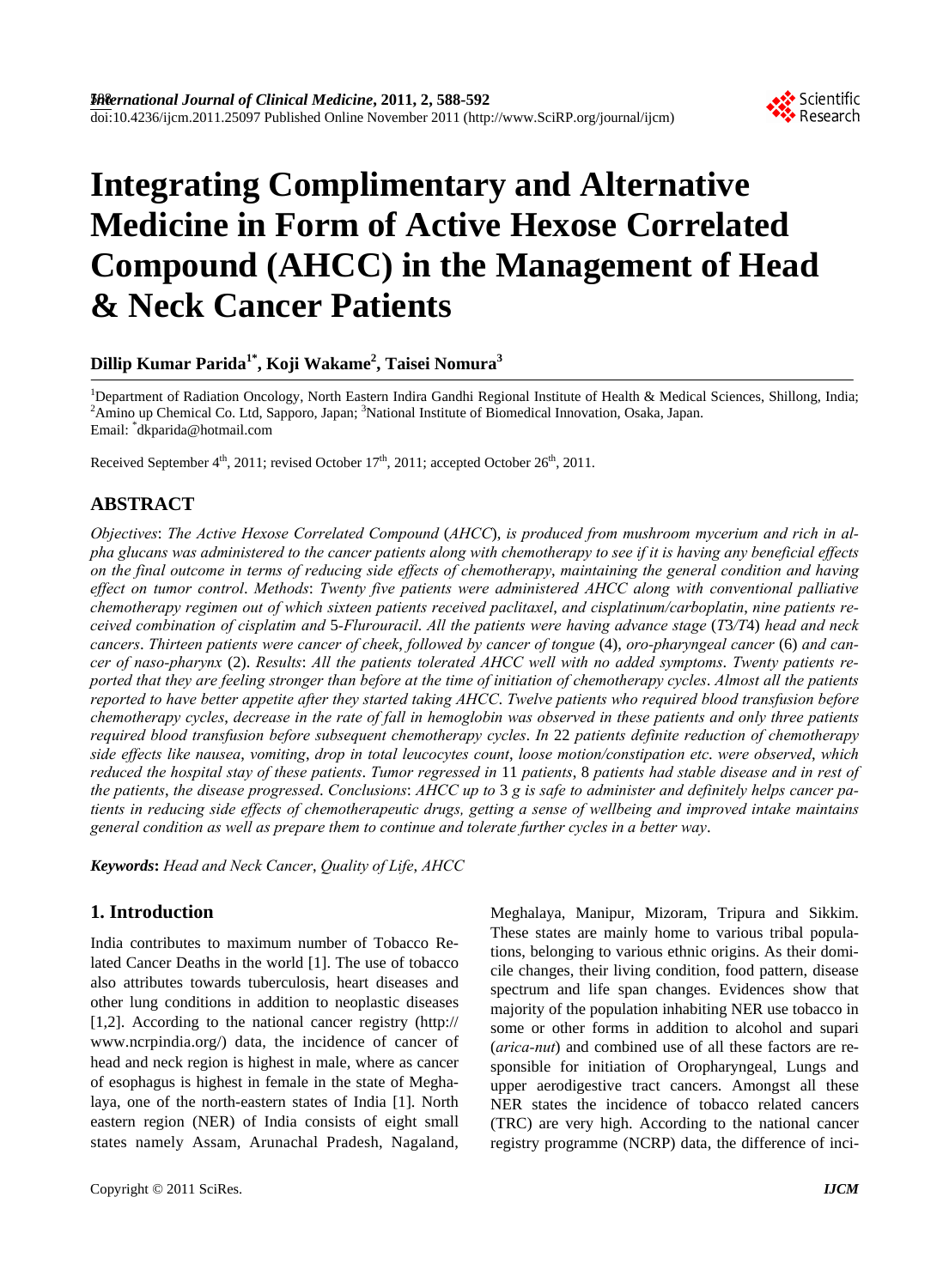# Integrating Complimentary and Alternative Medicine in Form of Active Hexose Correlated Compound (AHCC) in the Management of Head & Neck Cancer Patients

**Dillip Kumar Parida[1*], Koji Wakame[2], Taisei Nomura[3]**

[1]Department of Radiation Oncology, North Eastern Indira Gandhi Regional Institute of Health & Medical Sciences, Shillong, India; [2]Amino up Chemical Co. Ltd, Sapporo, Japan; [3]National Institute of Biomedical Innovation, Osaka, Japan.
Email: *dkparida@hotmail.com

Received September 4th, 2011; revised October 17th, 2011; accepted October 26th, 2011.

## ABSTRACT

*Objectives*: *The Active Hexose Correlated Compound* (*AHCC*), *is produced from mushroom mycerium and rich in alpha glucans was administered to the cancer patients along with chemotherapy to see if it is having any beneficial effects on the final outcome in terms of reducing side effects of chemotherapy*, *maintaining the general condition and having effect on tumor control*. *Methods*: *Twenty five patients were administered AHCC along with conventional palliative chemotherapy regimen out of which sixteen patients received paclitaxel*, *and cisplatinum/carboplatin*, *nine patients received combination of cisplatim and* 5-*Flurouracil*. *All the patients were having advance stage* (*T*3/*T*4) *head and neck cancers*. *Thirteen patients were cancer of cheek*, *followed by cancer of tongue* (4), *oro-pharyngeal cancer* (6) *and cancer of naso-pharynx* (2). *Results*: *All the patients tolerated AHCC well with no added symptoms*. *Twenty patients reported that they are feeling stronger than before at the time of initiation of chemotherapy cycles*. *Almost all the patients reported to have better appetite after they started taking AHCC*. *Twelve patients who required blood transfusion before chemotherapy cycles*, *decrease in the rate of fall in hemoglobin was observed in these patients and only three patients required blood transfusion before subsequent chemotherapy cycles*. *In* 22 *patients definite reduction of chemotherapy side effects like nausea*, *vomiting*, *drop in total leucocytes count*, *loose motion/constipation etc*. *were observed*, *which reduced the hospital stay of these patients*. *Tumor regressed in* 11 *patients*, 8 *patients had stable disease and in rest of the patients*, *the disease progressed*. *Conclusions*: *AHCC up to* 3 *g is safe to administer and definitely helps cancer patients in reducing side effects of chemotherapeutic drugs*, *getting a sense of wellbeing and improved intake maintains general condition as well as prepare them to continue and tolerate further cycles in a better way*.

***Keywords***: *Head and Neck Cancer*, *Quality of Life*, *AHCC*

## 1. Introduction

India contributes to maximum number of Tobacco Related Cancer Deaths in the world [1]. The use of tobacco also attributes towards tuberculosis, heart diseases and other lung conditions in addition to neoplastic diseases [1,2]. According to the national cancer registry (http://www.ncrpindia.org/) data, the incidence of cancer of head and neck region is highest in male, where as cancer of esophagus is highest in female in the state of Meghalaya, one of the north-eastern states of India [1]. North eastern region (NER) of India consists of eight small states namely Assam, Arunachal Pradesh, Nagaland, Meghalaya, Manipur, Mizoram, Tripura and Sikkim. These states are mainly home to various tribal populations, belonging to various ethnic origins. As their domicile changes, their living condition, food pattern, disease spectrum and life span changes. Evidences show that majority of the population inhabiting NER use tobacco in some or other forms in addition to alcohol and supari (*arica-nut*) and combined use of all these factors are responsible for initiation of Oropharyngeal, Lungs and upper aerodigestive tract cancers. Amongst all these NER states the incidence of tobacco related cancers (TRC) are very high. According to the national cancer registry programme (NCRP) data, the difference of inci-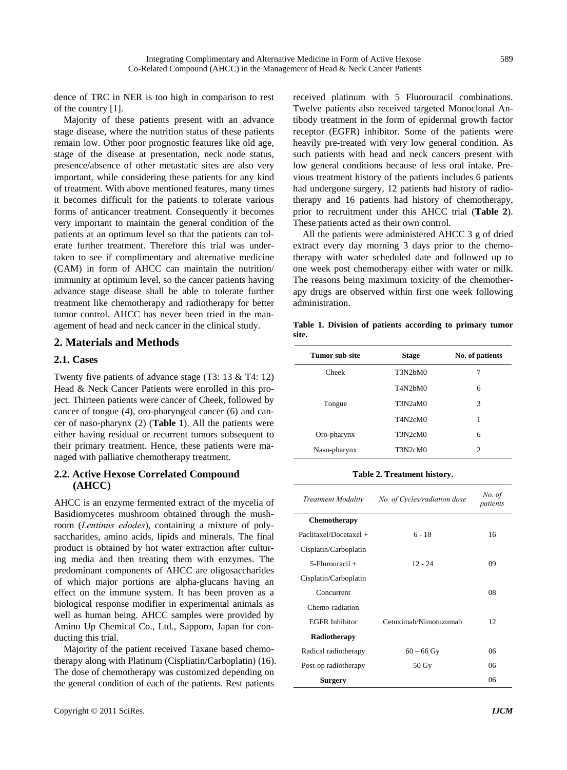dence of TRC in NER is too high in comparison to rest of the country [1].

Majority of these patients present with an advance stage disease, where the nutrition status of these patients remain low. Other poor prognostic features like old age, stage of the disease at presentation, neck node status, presence/absence of other metastatic sites are also very important, while considering these patients for any kind of treatment. With above mentioned features, many times it becomes difficult for the patients to tolerate various forms of anticancer treatment. Consequently it becomes very important to maintain the general condition of the patients at an optimum level so that the patients can tolerate further treatment. Therefore this trial was undertaken to see if complimentary and alternative medicine (CAM) in form of AHCC can maintain the nutrition/ immunity at optimum level, so the cancer patients having advance stage disease shall be able to tolerate further treatment like chemotherapy and radiotherapy for better tumor control. AHCC has never been tried in the management of head and neck cancer in the clinical study.

## 2. Materials and Methods

### 2.1. Cases

Twenty five patients of advance stage (T3: 13 & T4: 12) Head & Neck Cancer Patients were enrolled in this project. Thirteen patients were cancer of Cheek, followed by cancer of tongue (4), oro-pharyngeal cancer (6) and cancer of naso-pharynx (2) (**Table 1**). All the patients were either having residual or recurrent tumors subsequent to their primary treatment. Hence, these patients were managed with palliative chemotherapy treatment.

### 2.2. Active Hexose Correlated Compound (AHCC)

AHCC is an enzyme fermented extract of the mycelia of Basidiomycetes mushroom obtained through the mushroom (*Lentinus edodes*), containing a mixture of polysaccharides, amino acids, lipids and minerals. The final product is obtained by hot water extraction after culturing media and then treating them with enzymes. The predominant components of AHCC are oligosaccharides of which major portions are alpha-glucans having an effect on the immune system. It has been proven as a biological response modifier in experimental animals as well as human being. AHCC samples were provided by Amino Up Chemical Co., Ltd., Sapporo, Japan for conducting this trial.

Majority of the patient received Taxane based chemotherapy along with Platinum (Cispliatin/Carboplatin) (16). The dose of chemotherapy was customized depending on the general condition of each of the patients. Rest patients received platinum with 5 Fluorouracil combinations. Twelve patients also received targeted Monoclonal Antibody treatment in the form of epidermal growth factor receptor (EGFR) inhibitor. Some of the patients were heavily pre-treated with very low general condition. As such patients with head and neck cancers present with low general conditions because of less oral intake. Previous treatment history of the patients includes 6 patients had undergone surgery, 12 patients had history of radiotherapy and 16 patients had history of chemotherapy, prior to recruitment under this AHCC trial (**Table 2**). These patients acted as their own control.

All the patients were administered AHCC 3 g of dried extract every day morning 3 days prior to the chemotherapy with water scheduled date and followed up to one week post chemotherapy either with water or milk. The reasons being maximum toxicity of the chemotherapy drugs are observed within first one week following administration.

**Table 1. Division of patients according to primary tumor site.**

| Tumor sub-site | Stage | No. of patients |
|---|---|---|
| Cheek | T3N2bM0 | 7 |
| | T4N2bM0 | 6 |
| Tongue | T3N2aM0 | 3 |
| | T4N2cM0 | 1 |
| Oro-pharynx | T3N2cM0 | 6 |
| Naso-pharynx | T3N2cM0 | 2 |

**Table 2. Treatment history.**

| *Treatment Modality* | *No. of Cycles/radiation dose* | *No. of patients* |
|---|---|---|
| **Chemotherapy** | | |
| Paclitaxel/Docetaxel + Cisplatin/Carboplatin | 6 - 18 | 16 |
| 5-Flurouracil + Cisplatin/Carboplatin | 12 - 24 | 09 |
| Concurrent Chemo-radiation | | 08 |
| EGFR Inhibitor | Cetuximab/Nimotuzumab | 12 |
| **Radiotherapy** | | |
| Radical radiotherapy | 60 – 66 Gy | 06 |
| Post-op radiotherapy | 50 Gy | 06 |
| **Surgery** | | 06 |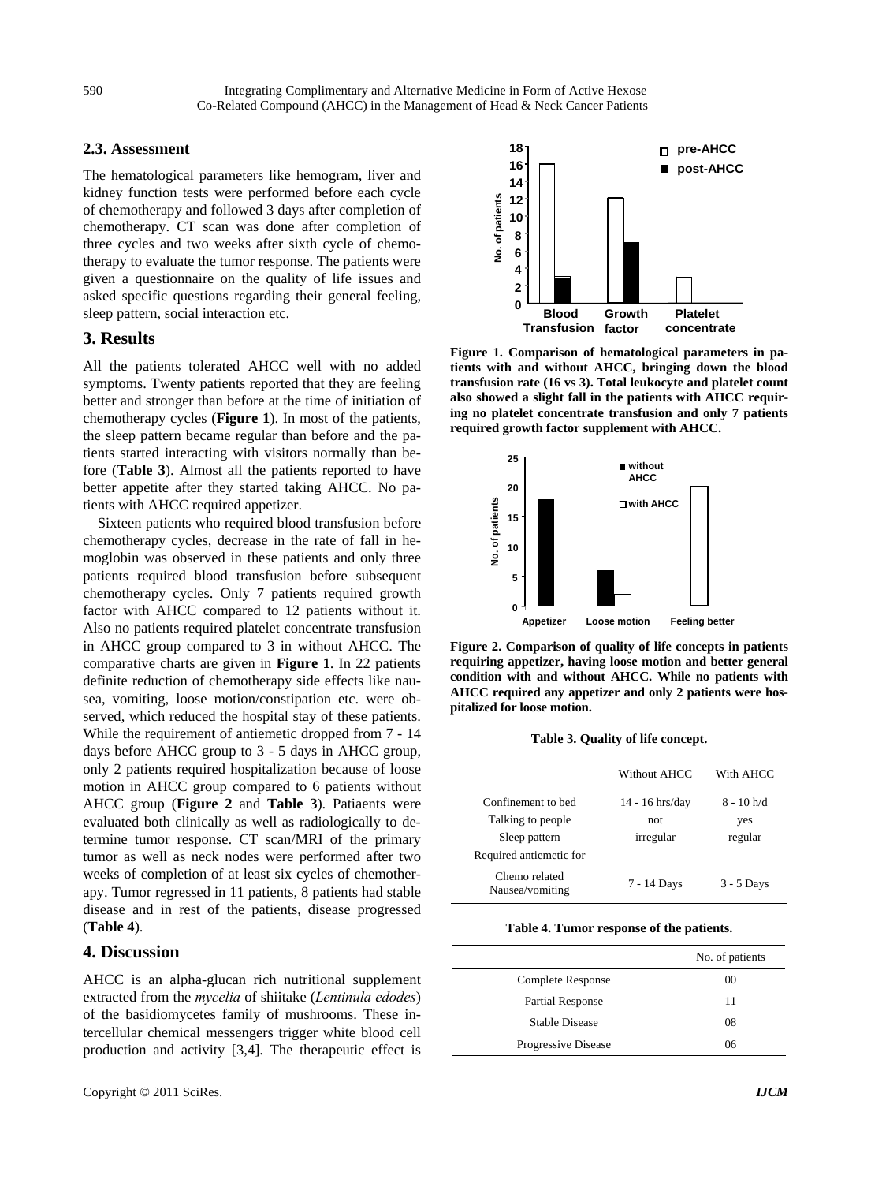### 2.3. Assessment

The hematological parameters like hemogram, liver and kidney function tests were performed before each cycle of chemotherapy and followed 3 days after completion of chemotherapy. CT scan was done after completion of three cycles and two weeks after sixth cycle of chemotherapy to evaluate the tumor response. The patients were given a questionnaire on the quality of life issues and asked specific questions regarding their general feeling, sleep pattern, social interaction etc.

## 3. Results

All the patients tolerated AHCC well with no added symptoms. Twenty patients reported that they are feeling better and stronger than before at the time of initiation of chemotherapy cycles (**Figure 1**). In most of the patients, the sleep pattern became regular than before and the patients started interacting with visitors normally than before (**Table 3**). Almost all the patients reported to have better appetite after they started taking AHCC. No patients with AHCC required appetizer.

Sixteen patients who required blood transfusion before chemotherapy cycles, decrease in the rate of fall in hemoglobin was observed in these patients and only three patients required blood transfusion before subsequent chemotherapy cycles. Only 7 patients required growth factor with AHCC compared to 12 patients without it. Also no patients required platelet concentrate transfusion in AHCC group compared to 3 in without AHCC. The comparative charts are given in **Figure 1**. In 22 patients definite reduction of chemotherapy side effects like nausea, vomiting, loose motion/constipation etc. were observed, which reduced the hospital stay of these patients. While the requirement of antiemetic dropped from 7 - 14 days before AHCC group to 3 - 5 days in AHCC group, only 2 patients required hospitalization because of loose motion in AHCC group compared to 6 patients without AHCC group (**Figure 2** and **Table 3**). Patiaents were evaluated both clinically as well as radiologically to determine tumor response. CT scan/MRI of the primary tumor as well as neck nodes were performed after two weeks of completion of at least six cycles of chemotherapy. Tumor regressed in 11 patients, 8 patients had stable disease and in rest of the patients, disease progressed (**Table 4**).

## 4. Discussion

AHCC is an alpha-glucan rich nutritional supplement extracted from the *mycelia* of shiitake (*Lentinula edodes*) of the basidiomycetes family of mushrooms. These intercellular chemical messengers trigger white blood cell production and activity [3,4]. The therapeutic effect is

**Figure 1. Comparison of hematological parameters in patients with and without AHCC, bringing down the blood transfusion rate (16 vs 3). Total leukocyte and platelet count also showed a slight fall in the patients with AHCC requiring no platelet concentrate transfusion and only 7 patients required growth factor supplement with AHCC.**

**Figure 2. Comparison of quality of life concepts in patients requiring appetizer, having loose motion and better general condition with and without AHCC. While no patients with AHCC required any appetizer and only 2 patients were hospitalized for loose motion.**

**Table 3. Quality of life concept.**

| | Without AHCC | With AHCC |
|---|---|---|
| Confinement to bed | 14 - 16 hrs/day | 8 - 10 h/d |
| Talking to people | not | yes |
| Sleep pattern | irregular | regular |
| Required antiemetic for Chemo related Nausea/vomiting | 7 - 14 Days | 3 - 5 Days |

**Table 4. Tumor response of the patients.**

| | No. of patients |
|---|---|
| Complete Response | 00 |
| Partial Response | 11 |
| Stable Disease | 08 |
| Progressive Disease | 06 |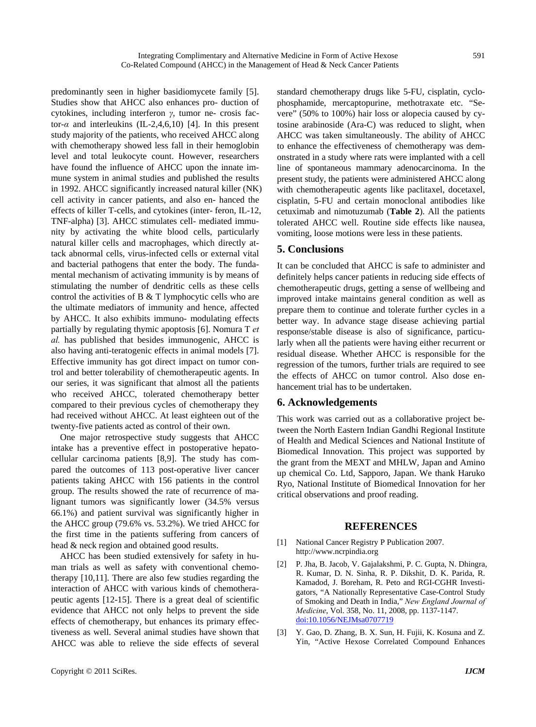predominantly seen in higher basidiomycete family [5]. Studies show that AHCC also enhances pro- duction of cytokines, including interferon $\gamma$, tumor ne- crosis factor-$\alpha$ and interleukins (IL-2,4,6,10) [4]. In this present study majority of the patients, who received AHCC along with chemotherapy showed less fall in their hemoglobin level and total leukocyte count. However, researchers have found the influence of AHCC upon the innate immune system in animal studies and published the results in 1992. AHCC significantly increased natural killer (NK) cell activity in cancer patients, and also en- hanced the effects of killer T-cells, and cytokines (inter- feron, IL-12, TNF-alpha) [3]. AHCC stimulates cell- mediated immunity by activating the white blood cells, particularly natural killer cells and macrophages, which directly attack abnormal cells, virus-infected cells or external vital and bacterial pathogens that enter the body. The fundamental mechanism of activating immunity is by means of stimulating the number of dendritic cells as these cells control the activities of B & T lymphocytic cells who are the ultimate mediators of immunity and hence, affected by AHCC. It also exhibits immuno- modulating effects partially by regulating thymic apoptosis [6]. Nomura T *et al.* has published that besides immunogenic, AHCC is also having anti-teratogenic effects in animal models [7]. Effective immunity has got direct impact on tumor control and better tolerability of chemotherapeutic agents. In our series, it was significant that almost all the patients who received AHCC, tolerated chemotherapy better compared to their previous cycles of chemotherapy they had received without AHCC. At least eighteen out of the twenty-five patients acted as control of their own.

One major retrospective study suggests that AHCC intake has a preventive effect in postoperative hepatocellular carcinoma patients [8,9]. The study has compared the outcomes of 113 post-operative liver cancer patients taking AHCC with 156 patients in the control group. The results showed the rate of recurrence of malignant tumors was significantly lower (34.5% versus 66.1%) and patient survival was significantly higher in the AHCC group (79.6% vs. 53.2%). We tried AHCC for the first time in the patients suffering from cancers of head & neck region and obtained good results.

AHCC has been studied extensively for safety in human trials as well as safety with conventional chemotherapy [10,11]. There are also few studies regarding the interaction of AHCC with various kinds of chemotherapeutic agents [12-15]. There is a great deal of scientific evidence that AHCC not only helps to prevent the side effects of chemotherapy, but enhances its primary effectiveness as well. Several animal studies have shown that AHCC was able to relieve the side effects of several standard chemotherapy drugs like 5-FU, cisplatin, cyclophosphamide, mercaptopurine, methotraxate etc. "Severe" (50% to 100%) hair loss or alopecia caused by cytosine arabinoside (Ara-C) was reduced to slight, when AHCC was taken simultaneously. The ability of AHCC to enhance the effectiveness of chemotherapy was demonstrated in a study where rats were implanted with a cell line of spontaneous mammary adenocarcinoma. In the present study, the patients were administered AHCC along with chemotherapeutic agents like paclitaxel, docetaxel, cisplatin, 5-FU and certain monoclonal antibodies like cetuximab and nimotuzumab (**Table 2**). All the patients tolerated AHCC well. Routine side effects like nausea, vomiting, loose motions were less in these patients.

## 5. Conclusions

It can be concluded that AHCC is safe to administer and definitely helps cancer patients in reducing side effects of chemotherapeutic drugs, getting a sense of wellbeing and improved intake maintains general condition as well as prepare them to continue and tolerate further cycles in a better way. In advance stage disease achieving partial response/stable disease is also of significance, particularly when all the patients were having either recurrent or residual disease. Whether AHCC is responsible for the regression of the tumors, further trials are required to see the effects of AHCC on tumor control. Also dose enhancement trial has to be undertaken.

## 6. Acknowledgements

This work was carried out as a collaborative project between the North Eastern Indian Gandhi Regional Institute of Health and Medical Sciences and National Institute of Biomedical Innovation. This project was supported by the grant from the MEXT and MHLW, Japan and Amino up chemical Co. Ltd, Sapporo, Japan. We thank Haruko Ryo, National Institute of Biomedical Innovation for her critical observations and proof reading.

## REFERENCES

[1] National Cancer Registry P Publication 2007. http://www.ncrpindia.org

[2] P. Jha, B. Jacob, V. Gajalakshmi, P. C. Gupta, N. Dhingra, R. Kumar, D. N. Sinha, R. P. Dikshit, D. K. Parida, R. Kamadod, J. Boreham, R. Peto and RGI-CGHR Investigators, "A Nationally Representative Case-Control Study of Smoking and Death in India," *New England Journal of Medicine*, Vol. 358, No. 11, 2008, pp. 1137-1147. doi:10.1056/NEJMsa0707719

[3] Y. Gao, D. Zhang, B. X. Sun, H. Fujii, K. Kosuna and Z. Yin, "Active Hexose Correlated Compound Enhances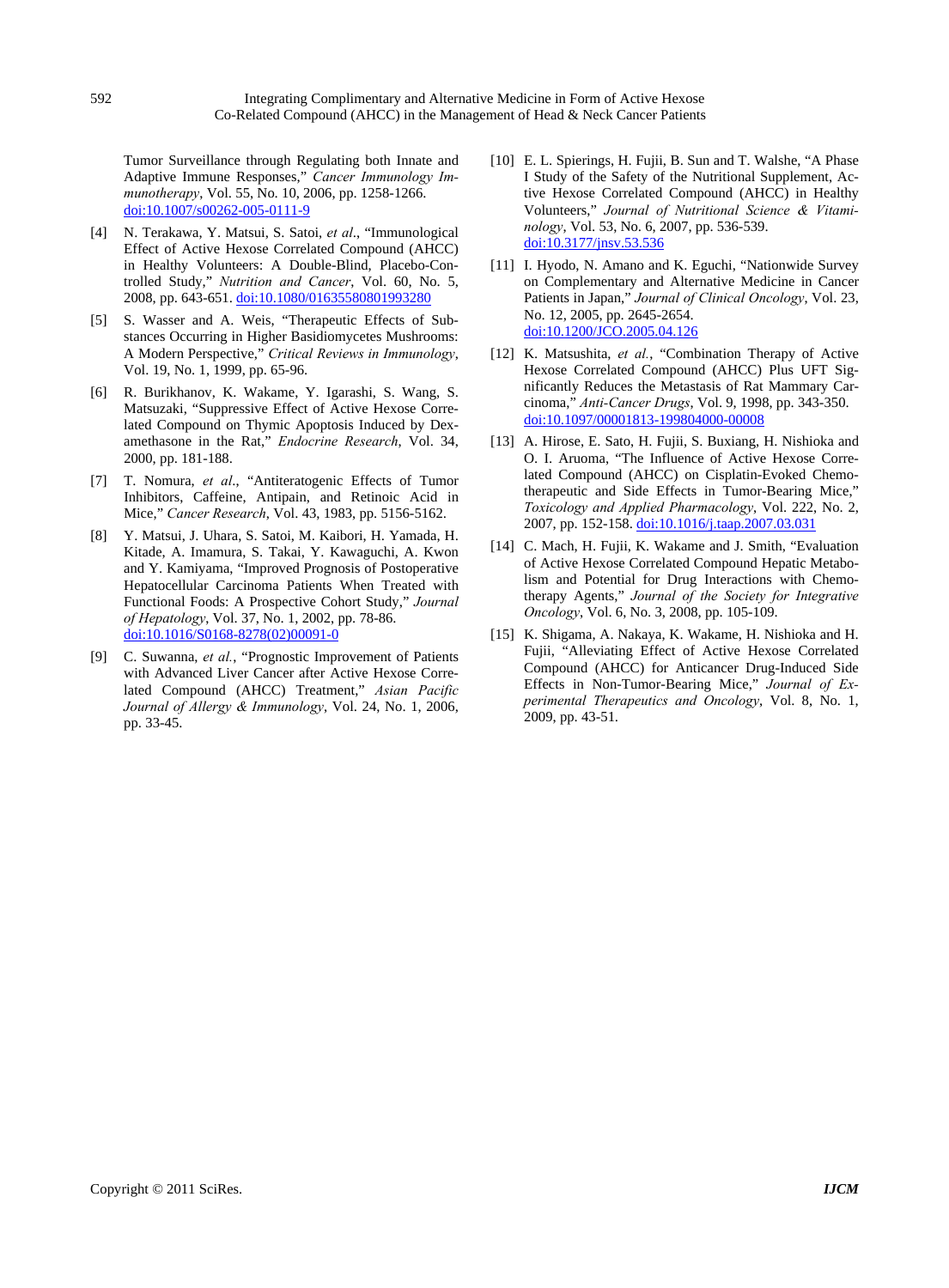Tumor Surveillance through Regulating both Innate and Adaptive Immune Responses," *Cancer Immunology Immunotherapy*, Vol. 55, No. 10, 2006, pp. 1258-1266. doi:10.1007/s00262-005-0111-9

[4] N. Terakawa, Y. Matsui, S. Satoi, *et al*., "Immunological Effect of Active Hexose Correlated Compound (AHCC) in Healthy Volunteers: A Double-Blind, Placebo-Controlled Study," *Nutrition and Cancer*, Vol. 60, No. 5, 2008, pp. 643-651. doi:10.1080/01635580801993280

[5] S. Wasser and A. Weis, "Therapeutic Effects of Substances Occurring in Higher Basidiomycetes Mushrooms: A Modern Perspective," *Critical Reviews in Immunology*, Vol. 19, No. 1, 1999, pp. 65-96.

[6] R. Burikhanov, K. Wakame, Y. Igarashi, S. Wang, S. Matsuzaki, "Suppressive Effect of Active Hexose Correlated Compound on Thymic Apoptosis Induced by Dexamethasone in the Rat," *Endocrine Research*, Vol. 34, 2000, pp. 181-188.

[7] T. Nomura, *et al*., "Antiteratogenic Effects of Tumor Inhibitors, Caffeine, Antipain, and Retinoic Acid in Mice," *Cancer Research*, Vol. 43, 1983, pp. 5156-5162.

[8] Y. Matsui, J. Uhara, S. Satoi, M. Kaibori, H. Yamada, H. Kitade, A. Imamura, S. Takai, Y. Kawaguchi, A. Kwon and Y. Kamiyama, "Improved Prognosis of Postoperative Hepatocellular Carcinoma Patients When Treated with Functional Foods: A Prospective Cohort Study," *Journal of Hepatology*, Vol. 37, No. 1, 2002, pp. 78-86. doi:10.1016/S0168-8278(02)00091-0

[9] C. Suwanna, *et al.*, "Prognostic Improvement of Patients with Advanced Liver Cancer after Active Hexose Correlated Compound (AHCC) Treatment," *Asian Pacific Journal of Allergy & Immunology*, Vol. 24, No. 1, 2006, pp. 33-45.

[10] E. L. Spierings, H. Fujii, B. Sun and T. Walshe, "A Phase I Study of the Safety of the Nutritional Supplement, Active Hexose Correlated Compound (AHCC) in Healthy Volunteers," *Journal of Nutritional Science & Vitaminology*, Vol. 53, No. 6, 2007, pp. 536-539. doi:10.3177/jnsv.53.536

[11] I. Hyodo, N. Amano and K. Eguchi, "Nationwide Survey on Complementary and Alternative Medicine in Cancer Patients in Japan," *Journal of Clinical Oncology*, Vol. 23, No. 12, 2005, pp. 2645-2654. doi:10.1200/JCO.2005.04.126

[12] K. Matsushita, *et al.*, "Combination Therapy of Active Hexose Correlated Compound (AHCC) Plus UFT Significantly Reduces the Metastasis of Rat Mammary Carcinoma," *Anti-Cancer Drugs*, Vol. 9, 1998, pp. 343-350. doi:10.1097/00001813-199804000-00008

[13] A. Hirose, E. Sato, H. Fujii, S. Buxiang, H. Nishioka and O. I. Aruoma, "The Influence of Active Hexose Correlated Compound (AHCC) on Cisplatin-Evoked Chemotherapeutic and Side Effects in Tumor-Bearing Mice," *Toxicology and Applied Pharmacology*, Vol. 222, No. 2, 2007, pp. 152-158. doi:10.1016/j.taap.2007.03.031

[14] C. Mach, H. Fujii, K. Wakame and J. Smith, "Evaluation of Active Hexose Correlated Compound Hepatic Metabolism and Potential for Drug Interactions with Chemotherapy Agents," *Journal of the Society for Integrative Oncology*, Vol. 6, No. 3, 2008, pp. 105-109.

[15] K. Shigama, A. Nakaya, K. Wakame, H. Nishioka and H. Fujii, "Alleviating Effect of Active Hexose Correlated Compound (AHCC) for Anticancer Drug-Induced Side Effects in Non-Tumor-Bearing Mice," *Journal of Experimental Therapeutics and Oncology*, Vol. 8, No. 1, 2009, pp. 43-51.